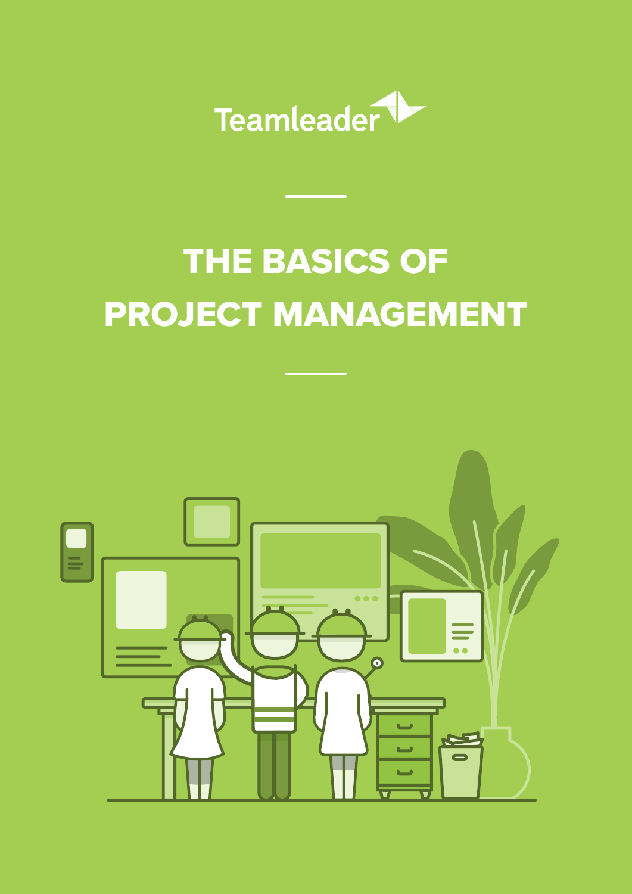Teamleader

# THE BASICS OF PROJECT MANAGEMENT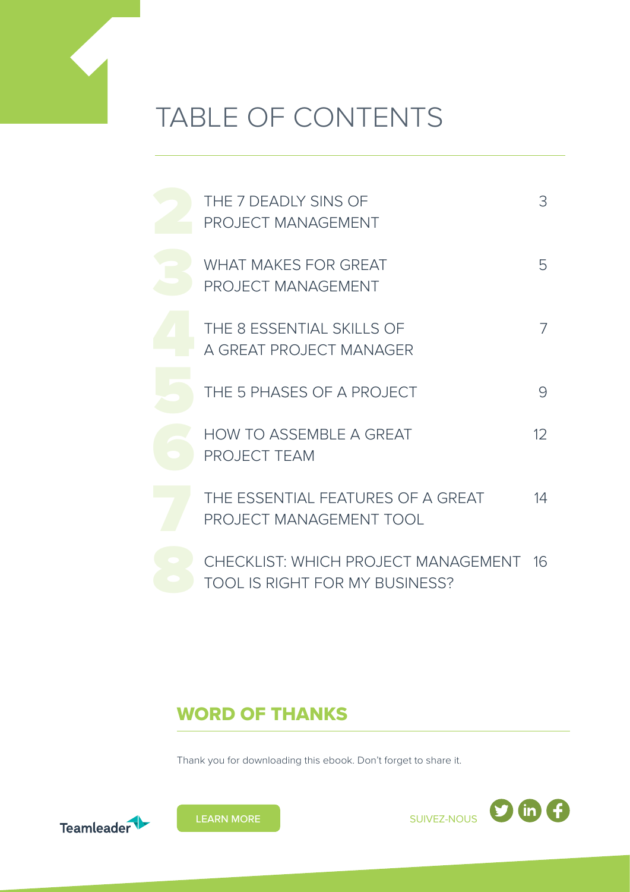# TABLE OF CONTENTS

| | | |
|---|---|---|
| 2 | THE 7 DEADLY SINS OF PROJECT MANAGEMENT | 3 |
| 3 | WHAT MAKES FOR GREAT PROJECT MANAGEMENT | 5 |
| 4 | THE 8 ESSENTIAL SKILLS OF A GREAT PROJECT MANAGER | 7 |
| 5 | THE 5 PHASES OF A PROJECT | 9 |
| 6 | HOW TO ASSEMBLE A GREAT PROJECT TEAM | 12 |
| 7 | THE ESSENTIAL FEATURES OF A GREAT PROJECT MANAGEMENT TOOL | 14 |
| 8 | CHECKLIST: WHICH PROJECT MANAGEMENT TOOL IS RIGHT FOR MY BUSINESS? | 16 |

## WORD OF THANKS

Thank you for downloading this ebook. Don't forget to share it.

Teamleader

LEARN MORE

SUIVEZ-NOUS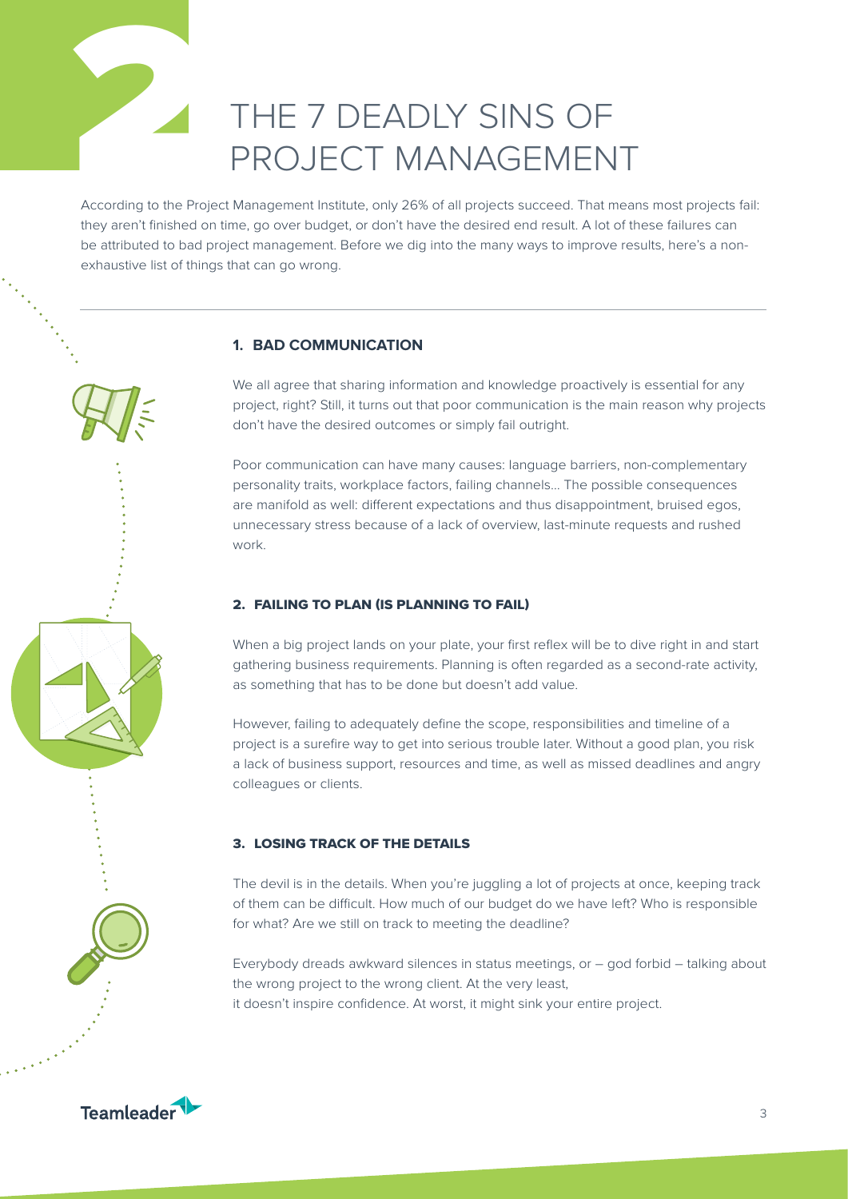# THE 7 DEADLY SINS OF PROJECT MANAGEMENT

According to the Project Management Institute, only 26% of all projects succeed. That means most projects fail: they aren't finished on time, go over budget, or don't have the desired end result. A lot of these failures can be attributed to bad project management. Before we dig into the many ways to improve results, here's a non-exhaustive list of things that can go wrong.

---

### 1. BAD COMMUNICATION

We all agree that sharing information and knowledge proactively is essential for any project, right? Still, it turns out that poor communication is the main reason why projects don't have the desired outcomes or simply fail outright.

Poor communication can have many causes: language barriers, non-complementary personality traits, workplace factors, failing channels... The possible consequences are manifold as well: different expectations and thus disappointment, bruised egos, unnecessary stress because of a lack of overview, last-minute requests and rushed work.

### 2. FAILING TO PLAN (IS PLANNING TO FAIL)

When a big project lands on your plate, your first reflex will be to dive right in and start gathering business requirements. Planning is often regarded as a second-rate activity, as something that has to be done but doesn't add value.

However, failing to adequately define the scope, responsibilities and timeline of a project is a surefire way to get into serious trouble later. Without a good plan, you risk a lack of business support, resources and time, as well as missed deadlines and angry colleagues or clients.

### 3. LOSING TRACK OF THE DETAILS

The devil is in the details. When you're juggling a lot of projects at once, keeping track of them can be difficult. How much of our budget do we have left? Who is responsible for what? Are we still on track to meeting the deadline?

Everybody dreads awkward silences in status meetings, or – god forbid – talking about the wrong project to the wrong client. At the very least, it doesn't inspire confidence. At worst, it might sink your entire project.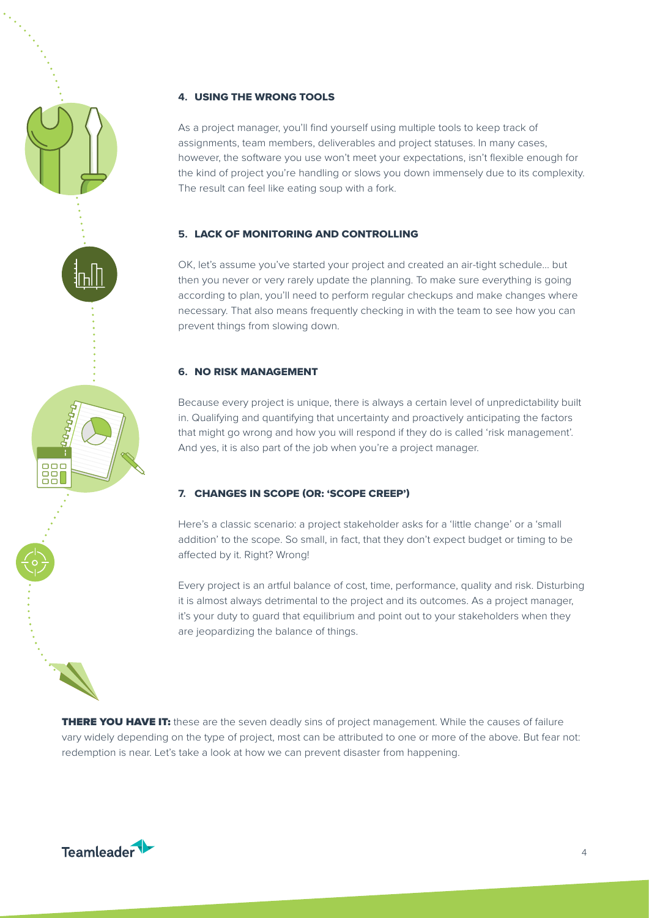### 4. USING THE WRONG TOOLS

As a project manager, you'll find yourself using multiple tools to keep track of assignments, team members, deliverables and project statuses. In many cases, however, the software you use won't meet your expectations, isn't flexible enough for the kind of project you're handling or slows you down immensely due to its complexity. The result can feel like eating soup with a fork.

### 5. LACK OF MONITORING AND CONTROLLING

OK, let's assume you've started your project and created an air-tight schedule… but then you never or very rarely update the planning. To make sure everything is going according to plan, you'll need to perform regular checkups and make changes where necessary. That also means frequently checking in with the team to see how you can prevent things from slowing down.

### 6. NO RISK MANAGEMENT

Because every project is unique, there is always a certain level of unpredictability built in. Qualifying and quantifying that uncertainty and proactively anticipating the factors that might go wrong and how you will respond if they do is called 'risk management'. And yes, it is also part of the job when you're a project manager.

### 7. CHANGES IN SCOPE (OR: 'SCOPE CREEP')

Here's a classic scenario: a project stakeholder asks for a 'little change' or a 'small addition' to the scope. So small, in fact, that they don't expect budget or timing to be affected by it. Right? Wrong!

Every project is an artful balance of cost, time, performance, quality and risk. Disturbing it is almost always detrimental to the project and its outcomes. As a project manager, it's your duty to guard that equilibrium and point out to your stakeholders when they are jeopardizing the balance of things.

**THERE YOU HAVE IT:** these are the seven deadly sins of project management. While the causes of failure vary widely depending on the type of project, most can be attributed to one or more of the above. But fear not: redemption is near. Let's take a look at how we can prevent disaster from happening.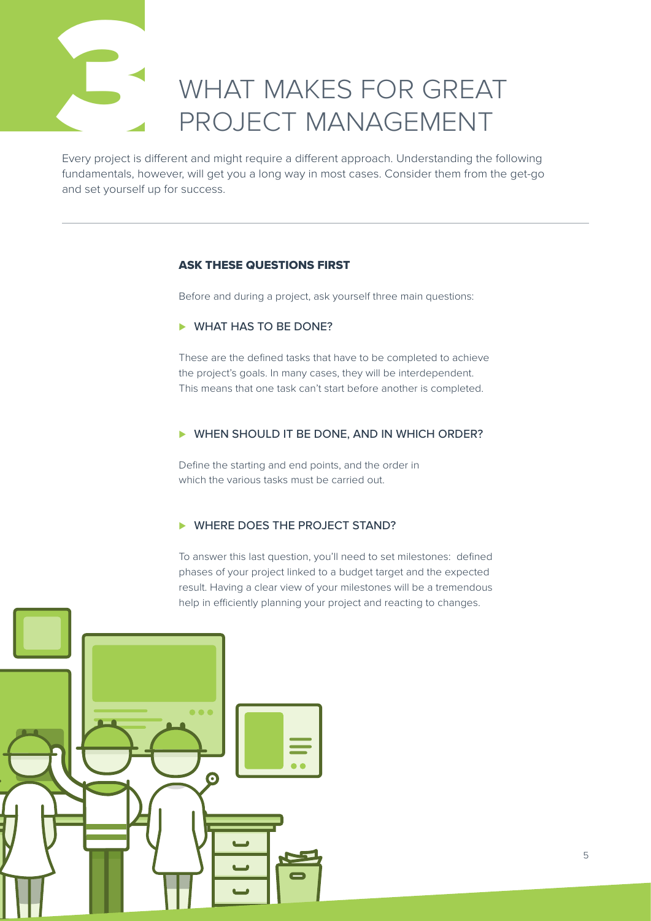# 3 WHAT MAKES FOR GREAT PROJECT MANAGEMENT

Every project is different and might require a different approach. Understanding the following fundamentals, however, will get you a long way in most cases. Consider them from the get-go and set yourself up for success.

---

## ASK THESE QUESTIONS FIRST

Before and during a project, ask yourself three main questions:

### WHAT HAS TO BE DONE?

These are the defined tasks that have to be completed to achieve the project's goals. In many cases, they will be interdependent. This means that one task can't start before another is completed.

### WHEN SHOULD IT BE DONE, AND IN WHICH ORDER?

Define the starting and end points, and the order in which the various tasks must be carried out.

### WHERE DOES THE PROJECT STAND?

To answer this last question, you'll need to set milestones: defined phases of your project linked to a budget target and the expected result. Having a clear view of your milestones will be a tremendous help in efficiently planning your project and reacting to changes.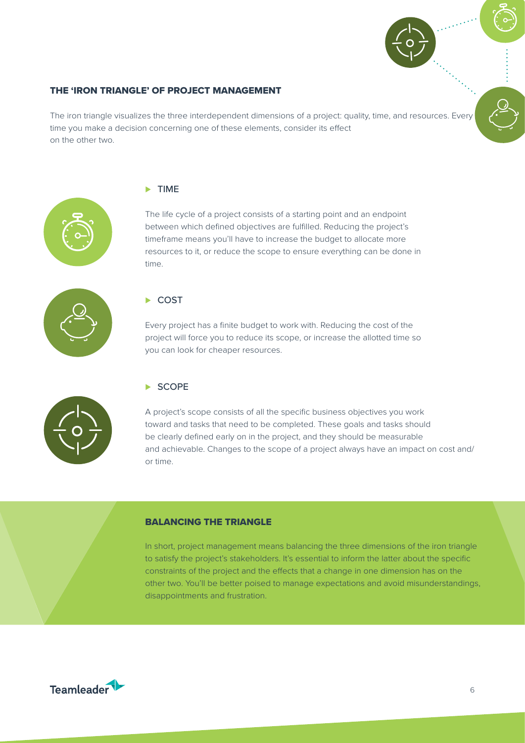## THE 'IRON TRIANGLE' OF PROJECT MANAGEMENT

The iron triangle visualizes the three interdependent dimensions of a project: quality, time, and resources. Every time you make a decision concerning one of these elements, consider its effect on the other two.

### TIME

The life cycle of a project consists of a starting point and an endpoint between which defined objectives are fulfilled. Reducing the project's timeframe means you'll have to increase the budget to allocate more resources to it, or reduce the scope to ensure everything can be done in time.

### COST

Every project has a finite budget to work with. Reducing the cost of the project will force you to reduce its scope, or increase the allotted time so you can look for cheaper resources.

### SCOPE

A project's scope consists of all the specific business objectives you work toward and tasks that need to be completed. These goals and tasks should be clearly defined early on in the project, and they should be measurable and achievable. Changes to the scope of a project always have an impact on cost and/or time.

## BALANCING THE TRIANGLE

In short, project management means balancing the three dimensions of the iron triangle to satisfy the project's stakeholders. It's essential to inform the latter about the specific constraints of the project and the effects that a change in one dimension has on the other two. You'll be better poised to manage expectations and avoid misunderstandings, disappointments and frustration.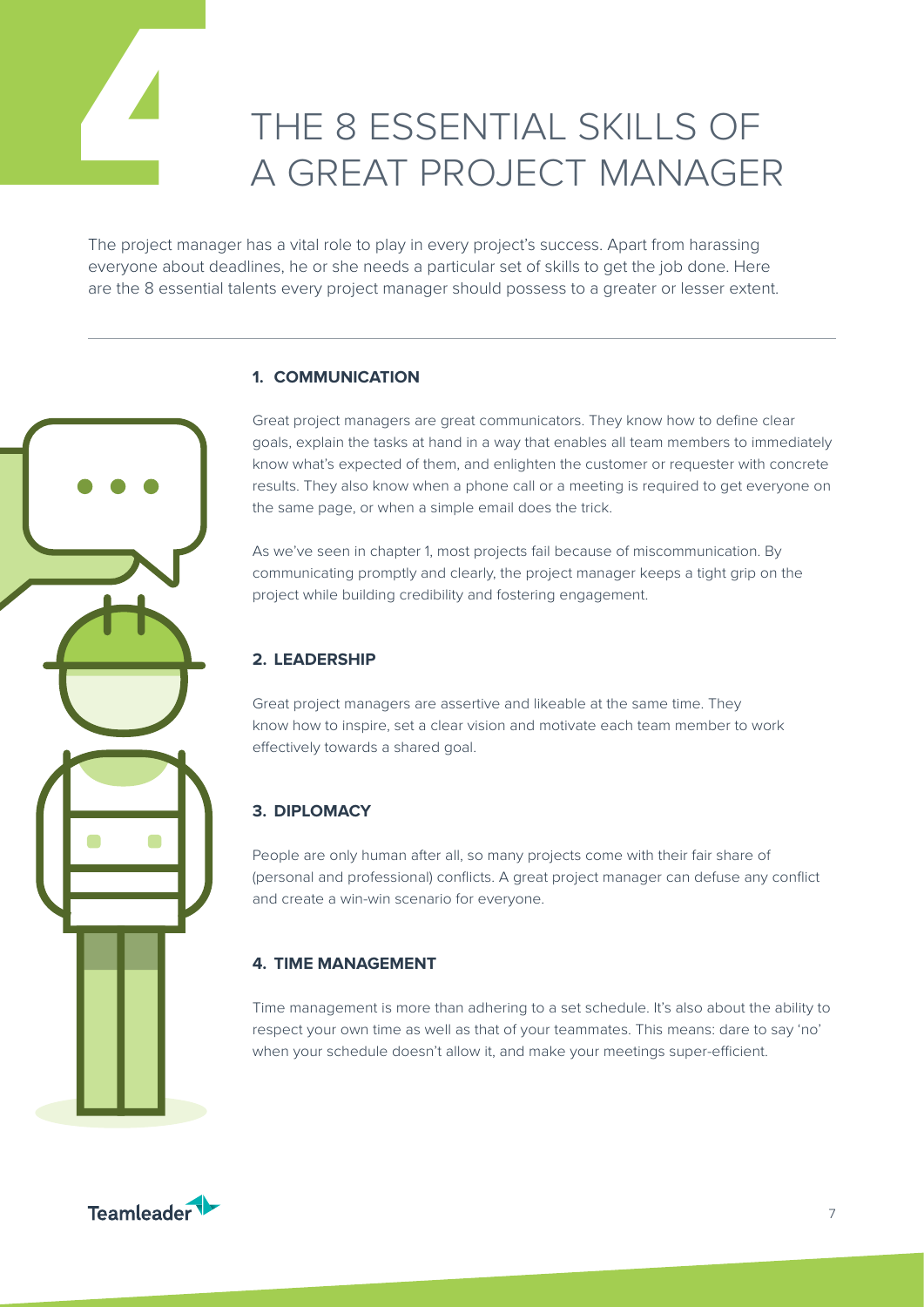# 4 THE 8 ESSENTIAL SKILLS OF A GREAT PROJECT MANAGER

The project manager has a vital role to play in every project's success. Apart from harassing everyone about deadlines, he or she needs a particular set of skills to get the job done. Here are the 8 essential talents every project manager should possess to a greater or lesser extent.

### 1. COMMUNICATION

Great project managers are great communicators. They know how to define clear goals, explain the tasks at hand in a way that enables all team members to immediately know what's expected of them, and enlighten the customer or requester with concrete results. They also know when a phone call or a meeting is required to get everyone on the same page, or when a simple email does the trick.

As we've seen in chapter 1, most projects fail because of miscommunication. By communicating promptly and clearly, the project manager keeps a tight grip on the project while building credibility and fostering engagement.

### 2. LEADERSHIP

Great project managers are assertive and likeable at the same time. They know how to inspire, set a clear vision and motivate each team member to work effectively towards a shared goal.

### 3. DIPLOMACY

People are only human after all, so many projects come with their fair share of (personal and professional) conflicts. A great project manager can defuse any conflict and create a win-win scenario for everyone.

### 4. TIME MANAGEMENT

Time management is more than adhering to a set schedule. It's also about the ability to respect your own time as well as that of your teammates. This means: dare to say 'no' when your schedule doesn't allow it, and make your meetings super-efficient.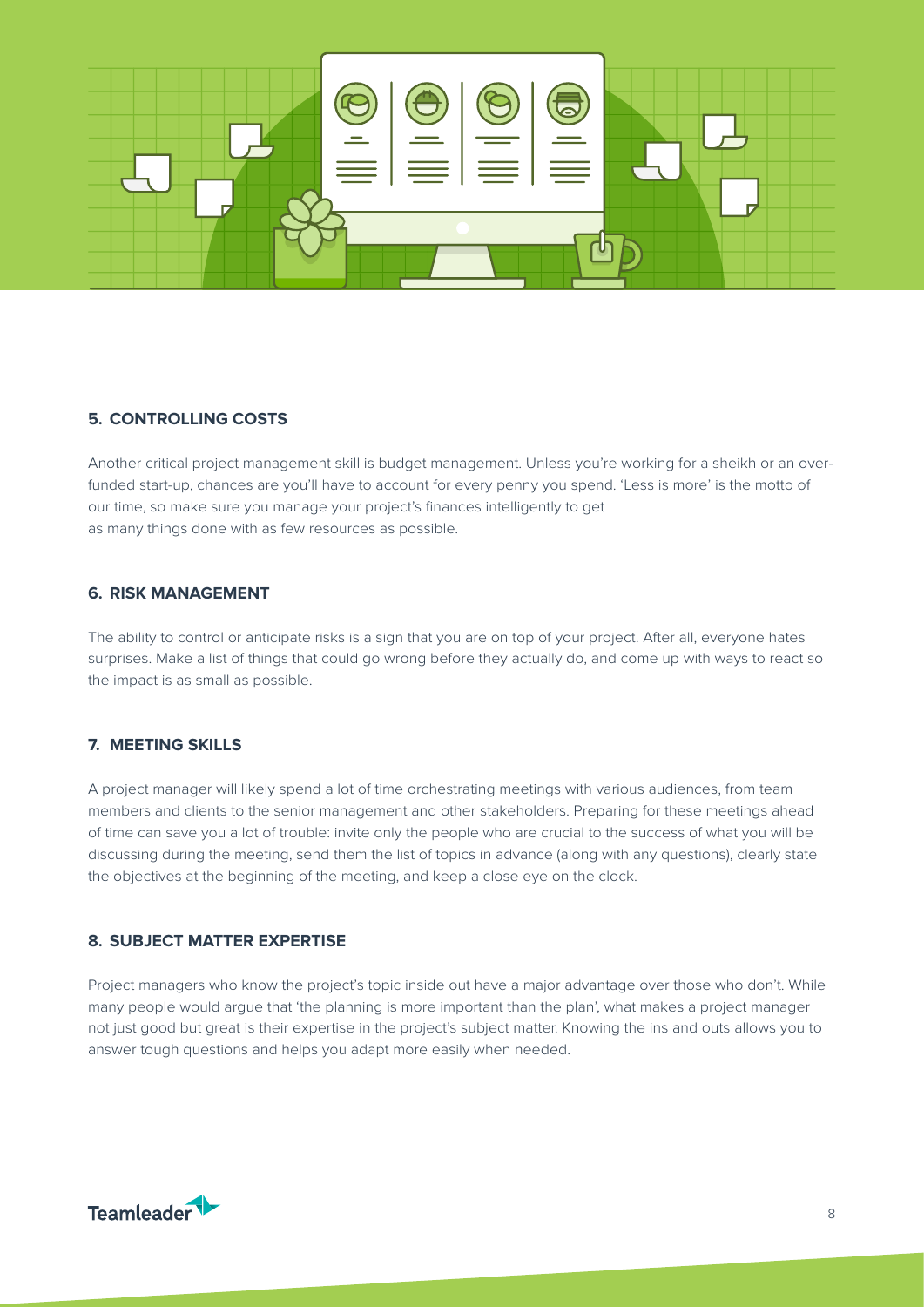### 5. CONTROLLING COSTS

Another critical project management skill is budget management. Unless you're working for a sheikh or an over-funded start-up, chances are you'll have to account for every penny you spend. 'Less is more' is the motto of our time, so make sure you manage your project's finances intelligently to get as many things done with as few resources as possible.

### 6. RISK MANAGEMENT

The ability to control or anticipate risks is a sign that you are on top of your project. After all, everyone hates surprises. Make a list of things that could go wrong before they actually do, and come up with ways to react so the impact is as small as possible.

### 7. MEETING SKILLS

A project manager will likely spend a lot of time orchestrating meetings with various audiences, from team members and clients to the senior management and other stakeholders. Preparing for these meetings ahead of time can save you a lot of trouble: invite only the people who are crucial to the success of what you will be discussing during the meeting, send them the list of topics in advance (along with any questions), clearly state the objectives at the beginning of the meeting, and keep a close eye on the clock.

### 8. SUBJECT MATTER EXPERTISE

Project managers who know the project's topic inside out have a major advantage over those who don't. While many people would argue that 'the planning is more important than the plan', what makes a project manager not just good but great is their expertise in the project's subject matter. Knowing the ins and outs allows you to answer tough questions and helps you adapt more easily when needed.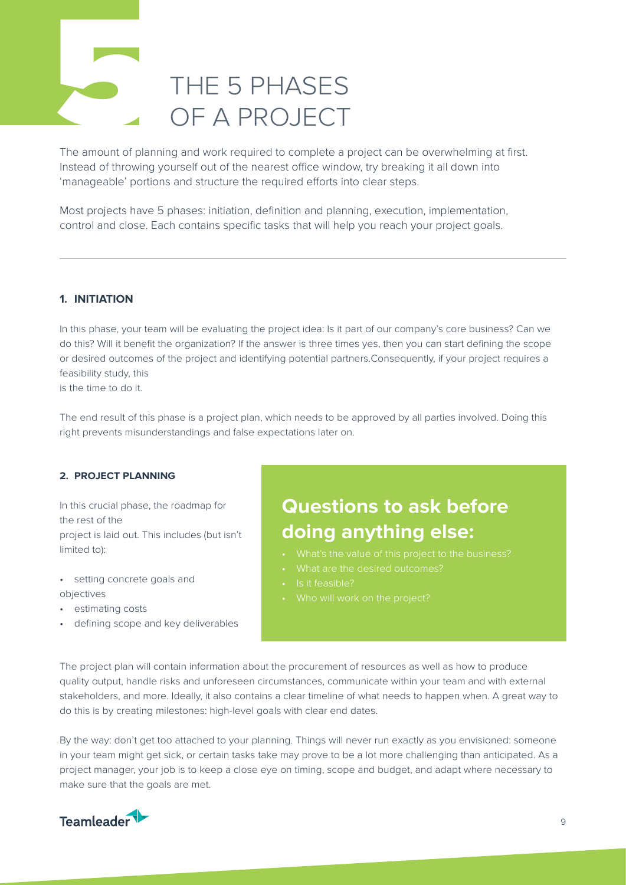# THE 5 PHASES OF A PROJECT

The amount of planning and work required to complete a project can be overwhelming at first. Instead of throwing yourself out of the nearest office window, try breaking it all down into 'manageable' portions and structure the required efforts into clear steps.

Most projects have 5 phases: initiation, definition and planning, execution, implementation, control and close. Each contains specific tasks that will help you reach your project goals.

---

### 1. INITIATION

In this phase, your team will be evaluating the project idea: Is it part of our company's core business? Can we do this? Will it benefit the organization? If the answer is three times yes, then you can start defining the scope or desired outcomes of the project and identifying potential partners.Consequently, if your project requires a feasibility study, this is the time to do it.

The end result of this phase is a project plan, which needs to be approved by all parties involved. Doing this right prevents misunderstandings and false expectations later on.

### 2. PROJECT PLANNING

In this crucial phase, the roadmap for the rest of the project is laid out. This includes (but isn't limited to):

- setting concrete goals and objectives
- estimating costs
- defining scope and key deliverables

## Questions to ask before doing anything else:

- What's the value of this project to the business?
- What are the desired outcomes?
- Is it feasible?
- Who will work on the project?

The project plan will contain information about the procurement of resources as well as how to produce quality output, handle risks and unforeseen circumstances, communicate within your team and with external stakeholders, and more. Ideally, it also contains a clear timeline of what needs to happen when. A great way to do this is by creating milestones: high-level goals with clear end dates.

By the way: don't get too attached to your planning. Things will never run exactly as you envisioned: someone in your team might get sick, or certain tasks take may prove to be a lot more challenging than anticipated. As a project manager, your job is to keep a close eye on timing, scope and budget, and adapt where necessary to make sure that the goals are met.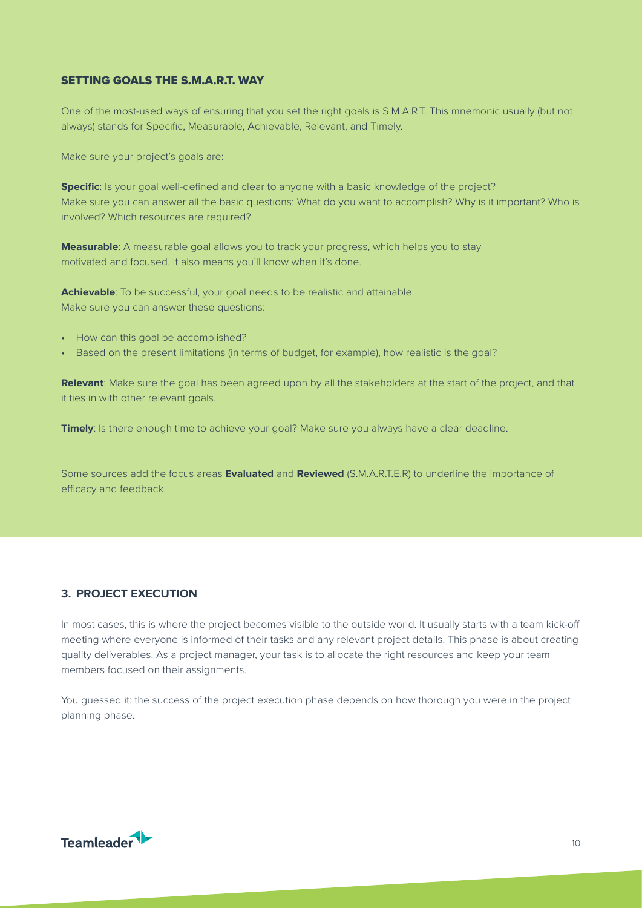### SETTING GOALS THE S.M.A.R.T. WAY

One of the most-used ways of ensuring that you set the right goals is S.M.A.R.T. This mnemonic usually (but not always) stands for Specific, Measurable, Achievable, Relevant, and Timely.

Make sure your project's goals are:

**Specific**: Is your goal well-defined and clear to anyone with a basic knowledge of the project? Make sure you can answer all the basic questions: What do you want to accomplish? Why is it important? Who is involved? Which resources are required?

**Measurable**: A measurable goal allows you to track your progress, which helps you to stay motivated and focused. It also means you'll know when it's done.

**Achievable**: To be successful, your goal needs to be realistic and attainable. Make sure you can answer these questions:

- How can this goal be accomplished?
- Based on the present limitations (in terms of budget, for example), how realistic is the goal?

**Relevant**: Make sure the goal has been agreed upon by all the stakeholders at the start of the project, and that it ties in with other relevant goals.

**Timely**: Is there enough time to achieve your goal? Make sure you always have a clear deadline.

Some sources add the focus areas **Evaluated** and **Reviewed** (S.M.A.R.T.E.R) to underline the importance of efficacy and feedback.

## 3. PROJECT EXECUTION

In most cases, this is where the project becomes visible to the outside world. It usually starts with a team kick-off meeting where everyone is informed of their tasks and any relevant project details. This phase is about creating quality deliverables. As a project manager, your task is to allocate the right resources and keep your team members focused on their assignments.

You guessed it: the success of the project execution phase depends on how thorough you were in the project planning phase.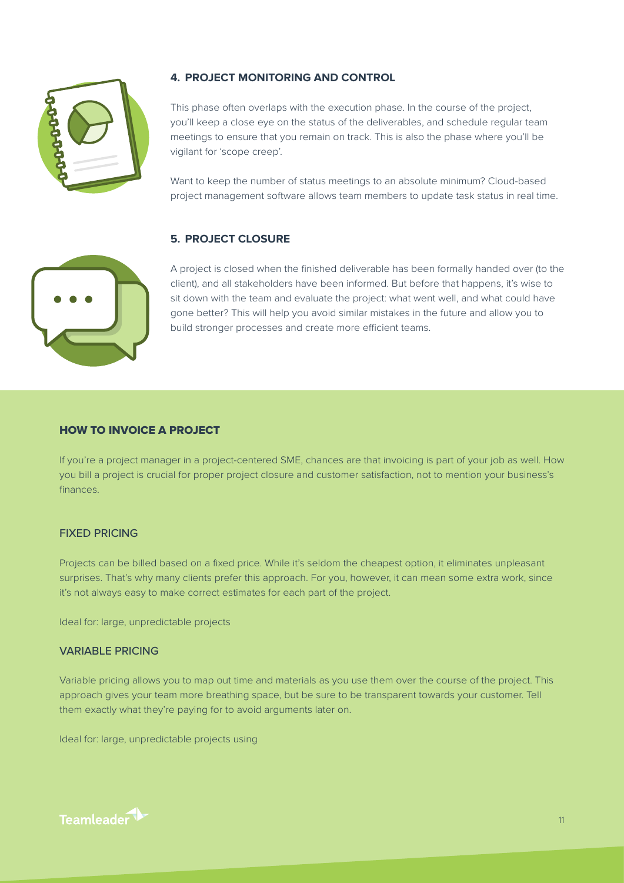### 4. PROJECT MONITORING AND CONTROL

This phase often overlaps with the execution phase. In the course of the project, you'll keep a close eye on the status of the deliverables, and schedule regular team meetings to ensure that you remain on track. This is also the phase where you'll be vigilant for 'scope creep'.

Want to keep the number of status meetings to an absolute minimum? Cloud-based project management software allows team members to update task status in real time.

### 5. PROJECT CLOSURE

A project is closed when the finished deliverable has been formally handed over (to the client), and all stakeholders have been informed. But before that happens, it's wise to sit down with the team and evaluate the project: what went well, and what could have gone better? This will help you avoid similar mistakes in the future and allow you to build stronger processes and create more efficient teams.

## HOW TO INVOICE A PROJECT

If you're a project manager in a project-centered SME, chances are that invoicing is part of your job as well. How you bill a project is crucial for proper project closure and customer satisfaction, not to mention your business's finances.

### FIXED PRICING

Projects can be billed based on a fixed price. While it's seldom the cheapest option, it eliminates unpleasant surprises. That's why many clients prefer this approach. For you, however, it can mean some extra work, since it's not always easy to make correct estimates for each part of the project.

Ideal for: large, unpredictable projects

### VARIABLE PRICING

Variable pricing allows you to map out time and materials as you use them over the course of the project. This approach gives your team more breathing space, but be sure to be transparent towards your customer. Tell them exactly what they're paying for to avoid arguments later on.

Ideal for: large, unpredictable projects using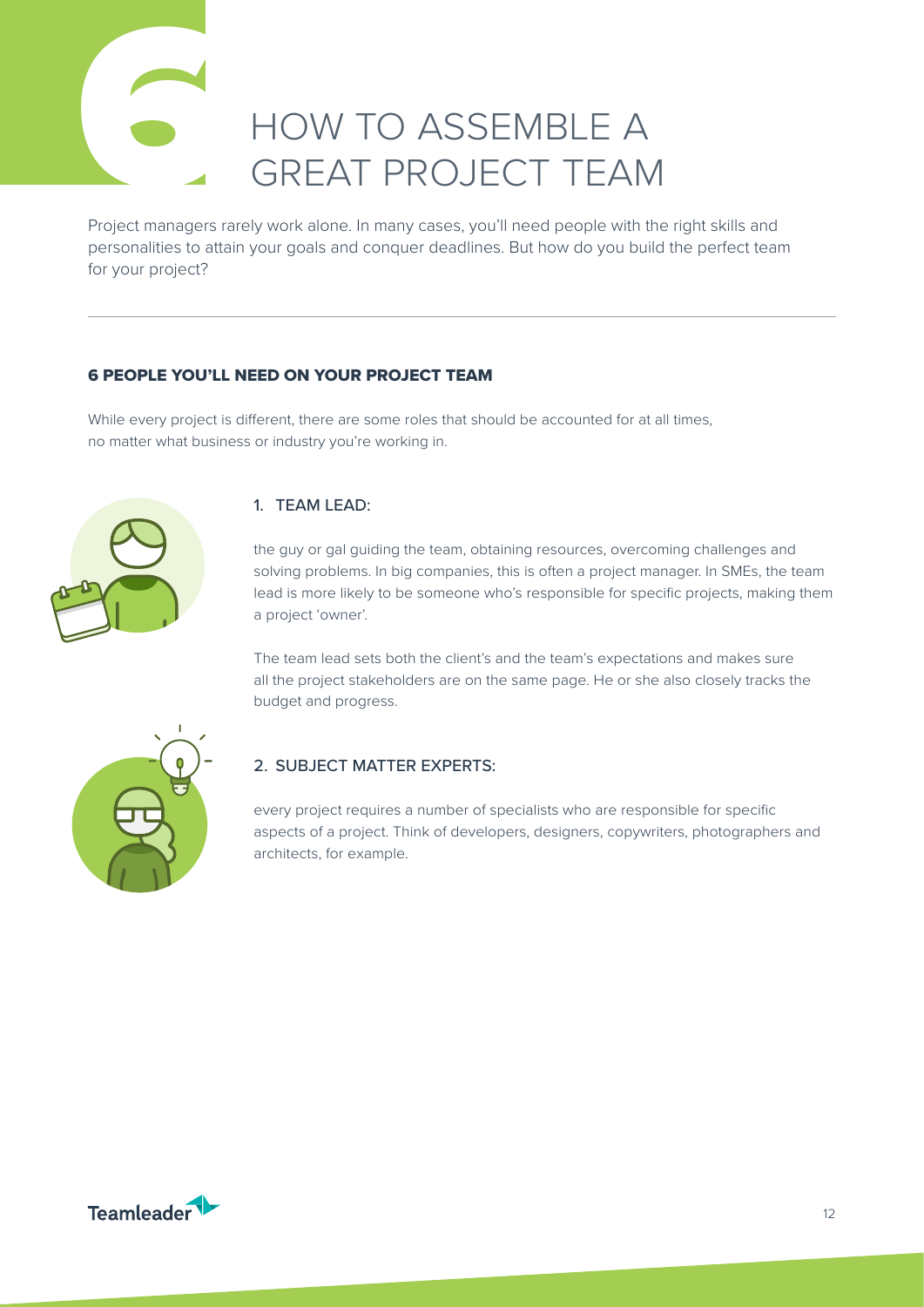# 6 HOW TO ASSEMBLE A GREAT PROJECT TEAM

Project managers rarely work alone. In many cases, you'll need people with the right skills and personalities to attain your goals and conquer deadlines. But how do you build the perfect team for your project?

---

## 6 PEOPLE YOU'LL NEED ON YOUR PROJECT TEAM

While every project is different, there are some roles that should be accounted for at all times, no matter what business or industry you're working in.

### 1. TEAM LEAD:

the guy or gal guiding the team, obtaining resources, overcoming challenges and solving problems. In big companies, this is often a project manager. In SMEs, the team lead is more likely to be someone who's responsible for specific projects, making them a project 'owner'.

The team lead sets both the client's and the team's expectations and makes sure all the project stakeholders are on the same page. He or she also closely tracks the budget and progress.

### 2. SUBJECT MATTER EXPERTS:

every project requires a number of specialists who are responsible for specific aspects of a project. Think of developers, designers, copywriters, photographers and architects, for example.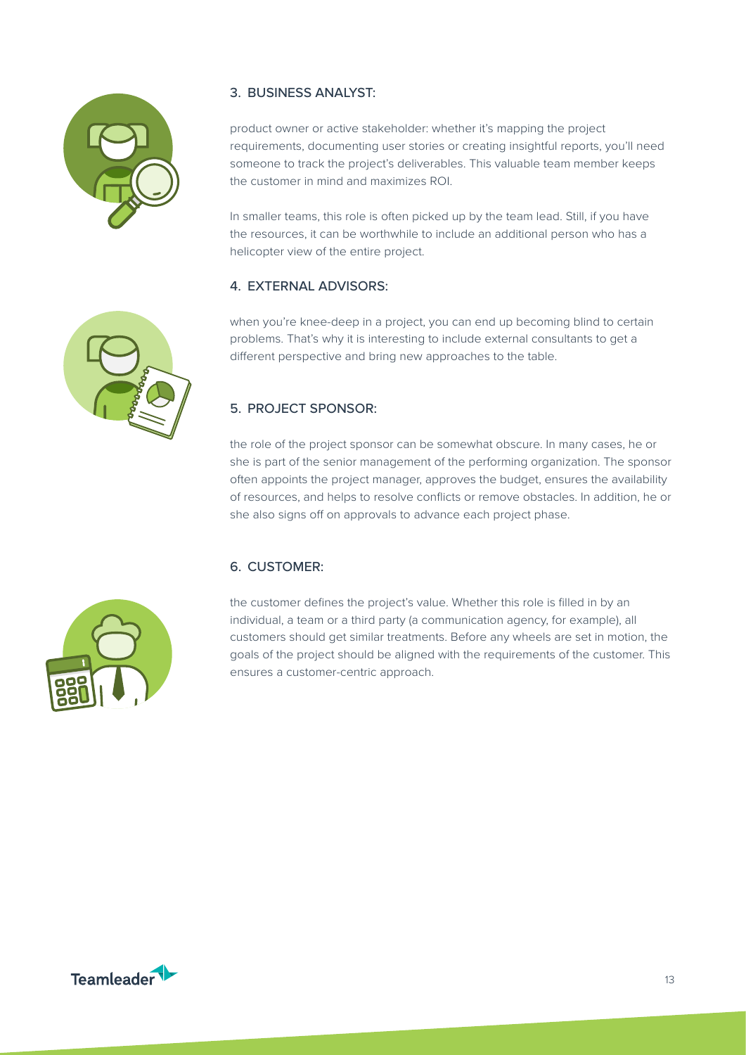### 3. BUSINESS ANALYST:

product owner or active stakeholder: whether it's mapping the project requirements, documenting user stories or creating insightful reports, you'll need someone to track the project's deliverables. This valuable team member keeps the customer in mind and maximizes ROI.

In smaller teams, this role is often picked up by the team lead. Still, if you have the resources, it can be worthwhile to include an additional person who has a helicopter view of the entire project.

### 4. EXTERNAL ADVISORS:

when you're knee-deep in a project, you can end up becoming blind to certain problems. That's why it is interesting to include external consultants to get a different perspective and bring new approaches to the table.

### 5. PROJECT SPONSOR:

the role of the project sponsor can be somewhat obscure. In many cases, he or she is part of the senior management of the performing organization. The sponsor often appoints the project manager, approves the budget, ensures the availability of resources, and helps to resolve conflicts or remove obstacles. In addition, he or she also signs off on approvals to advance each project phase.

### 6. CUSTOMER:

the customer defines the project's value. Whether this role is filled in by an individual, a team or a third party (a communication agency, for example), all customers should get similar treatments. Before any wheels are set in motion, the goals of the project should be aligned with the requirements of the customer. This ensures a customer-centric approach.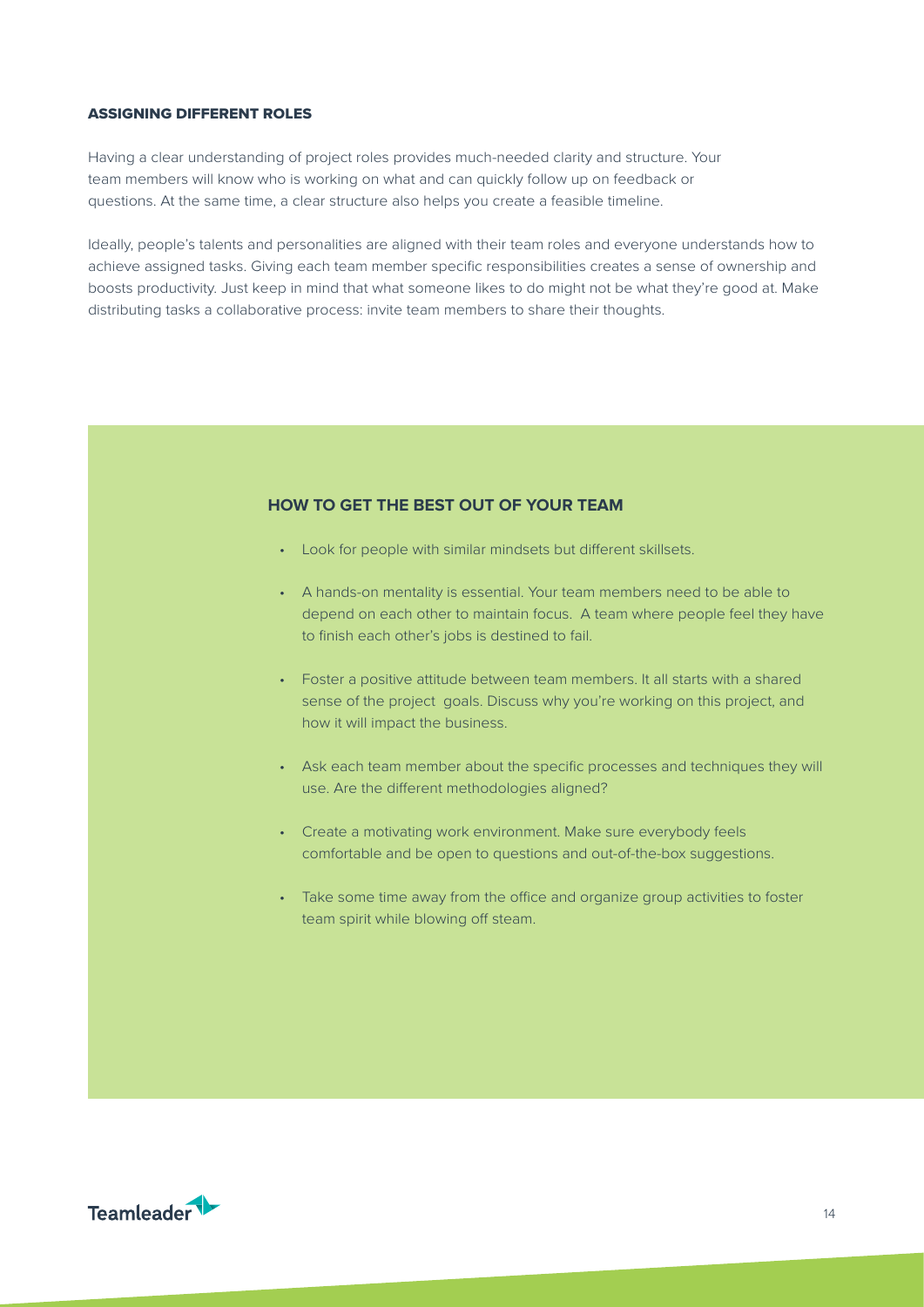## ASSIGNING DIFFERENT ROLES

Having a clear understanding of project roles provides much-needed clarity and structure. Your team members will know who is working on what and can quickly follow up on feedback or questions. At the same time, a clear structure also helps you create a feasible timeline.

Ideally, people's talents and personalities are aligned with their team roles and everyone understands how to achieve assigned tasks. Giving each team member specific responsibilities creates a sense of ownership and boosts productivity. Just keep in mind that what someone likes to do might not be what they're good at. Make distributing tasks a collaborative process: invite team members to share their thoughts.

### HOW TO GET THE BEST OUT OF YOUR TEAM

- Look for people with similar mindsets but different skillsets.
- A hands-on mentality is essential. Your team members need to be able to depend on each other to maintain focus. A team where people feel they have to finish each other's jobs is destined to fail.
- Foster a positive attitude between team members. It all starts with a shared sense of the project goals. Discuss why you're working on this project, and how it will impact the business.
- Ask each team member about the specific processes and techniques they will use. Are the different methodologies aligned?
- Create a motivating work environment. Make sure everybody feels comfortable and be open to questions and out-of-the-box suggestions.
- Take some time away from the office and organize group activities to foster team spirit while blowing off steam.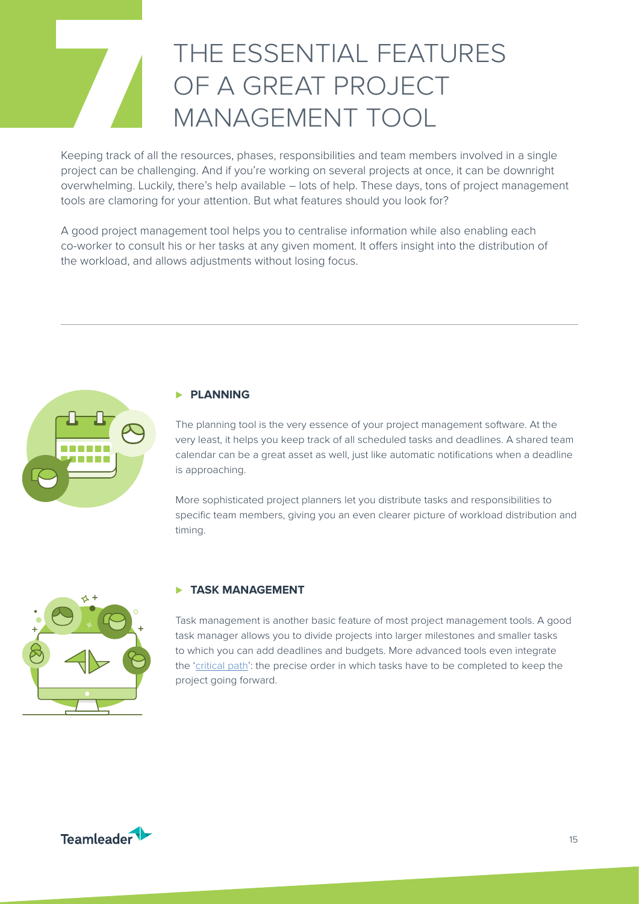# 7 THE ESSENTIAL FEATURES OF A GREAT PROJECT MANAGEMENT TOOL

Keeping track of all the resources, phases, responsibilities and team members involved in a single project can be challenging. And if you're working on several projects at once, it can be downright overwhelming. Luckily, there's help available – lots of help. These days, tons of project management tools are clamoring for your attention. But what features should you look for?

A good project management tool helps you to centralise information while also enabling each co-worker to consult his or her tasks at any given moment. It offers insight into the distribution of the workload, and allows adjustments without losing focus.

---

### PLANNING

The planning tool is the very essence of your project management software. At the very least, it helps you keep track of all scheduled tasks and deadlines. A shared team calendar can be a great asset as well, just like automatic notifications when a deadline is approaching.

More sophisticated project planners let you distribute tasks and responsibilities to specific team members, giving you an even clearer picture of workload distribution and timing.

### TASK MANAGEMENT

Task management is another basic feature of most project management tools. A good task manager allows you to divide projects into larger milestones and smaller tasks to which you can add deadlines and budgets. More advanced tools even integrate the 'critical path': the precise order in which tasks have to be completed to keep the project going forward.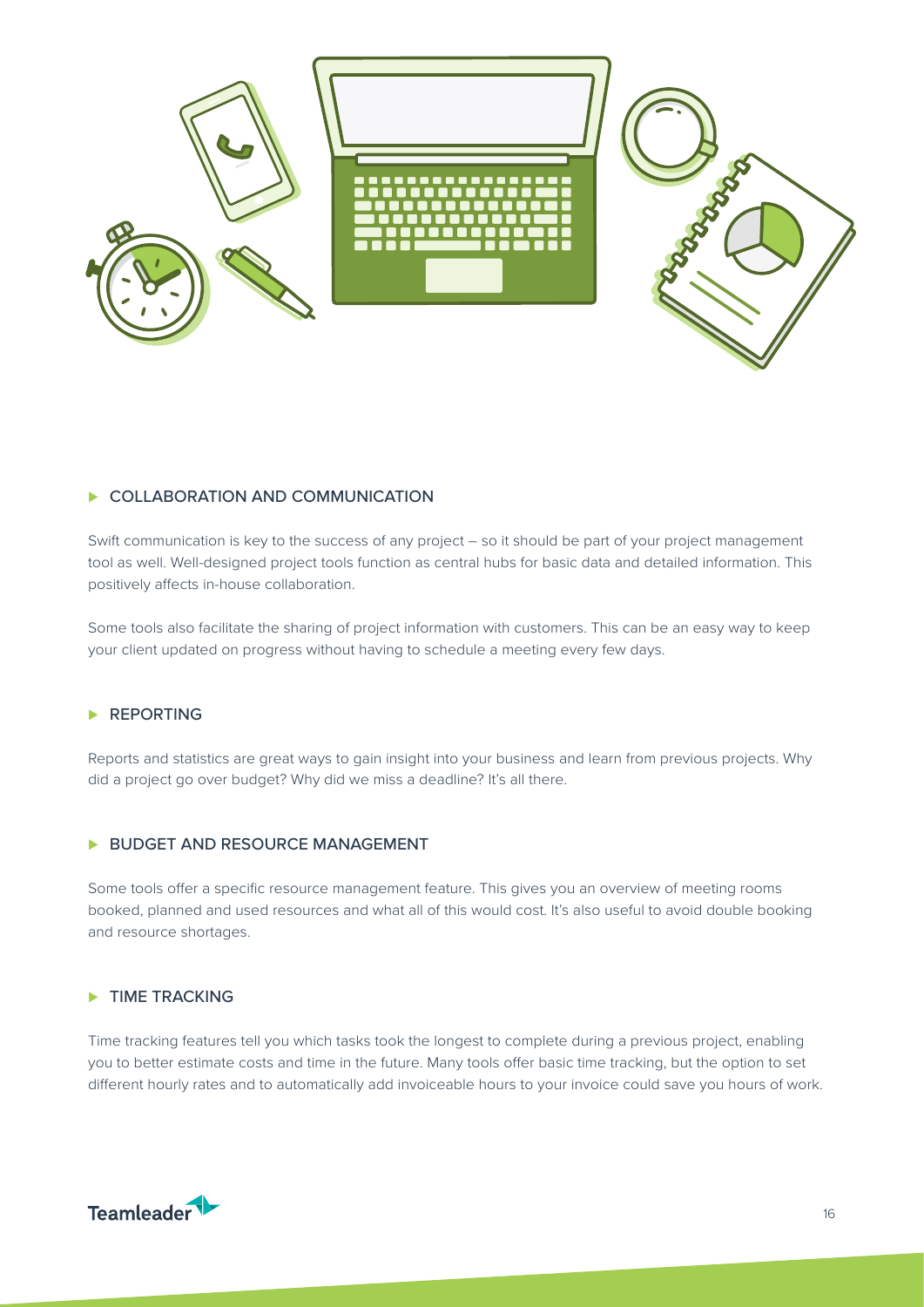## COLLABORATION AND COMMUNICATION

Swift communication is key to the success of any project – so it should be part of your project management tool as well. Well-designed project tools function as central hubs for basic data and detailed information. This positively affects in-house collaboration.

Some tools also facilitate the sharing of project information with customers. This can be an easy way to keep your client updated on progress without having to schedule a meeting every few days.

## REPORTING

Reports and statistics are great ways to gain insight into your business and learn from previous projects. Why did a project go over budget? Why did we miss a deadline? It's all there.

## BUDGET AND RESOURCE MANAGEMENT

Some tools offer a specific resource management feature. This gives you an overview of meeting rooms booked, planned and used resources and what all of this would cost. It's also useful to avoid double booking and resource shortages.

## TIME TRACKING

Time tracking features tell you which tasks took the longest to complete during a previous project, enabling you to better estimate costs and time in the future. Many tools offer basic time tracking, but the option to set different hourly rates and to automatically add invoiceable hours to your invoice could save you hours of work.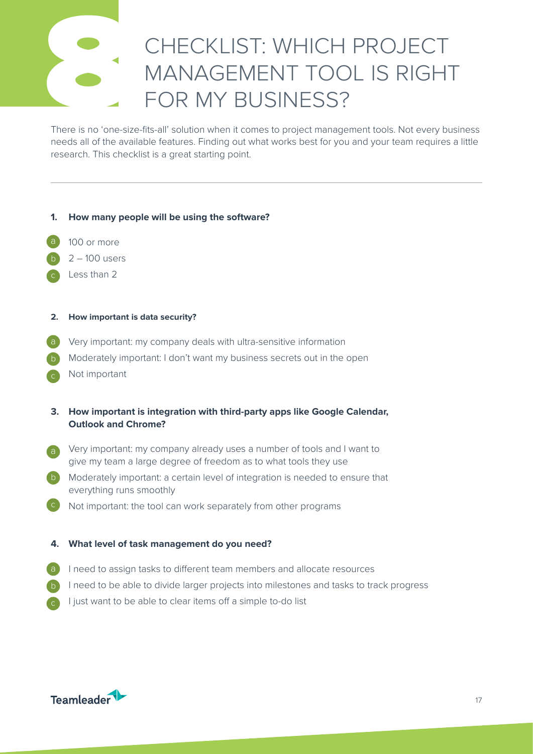# 8 CHECKLIST: WHICH PROJECT MANAGEMENT TOOL IS RIGHT FOR MY BUSINESS?

There is no 'one-size-fits-all' solution when it comes to project management tools. Not every business needs all of the available features. Finding out what works best for you and your team requires a little research. This checklist is a great starting point.

---

**1. How many people will be using the software?**

- a) 100 or more
- b) 2 – 100 users
- c) Less than 2

**2. How important is data security?**

- a) Very important: my company deals with ultra-sensitive information
- b) Moderately important: I don't want my business secrets out in the open
- c) Not important

**3. How important is integration with third-party apps like Google Calendar, Outlook and Chrome?**

- a) Very important: my company already uses a number of tools and I want to give my team a large degree of freedom as to what tools they use
- b) Moderately important: a certain level of integration is needed to ensure that everything runs smoothly
- c) Not important: the tool can work separately from other programs

**4. What level of task management do you need?**

- a) I need to assign tasks to different team members and allocate resources
- b) I need to be able to divide larger projects into milestones and tasks to track progress
- c) I just want to be able to clear items off a simple to-do list

Teamleader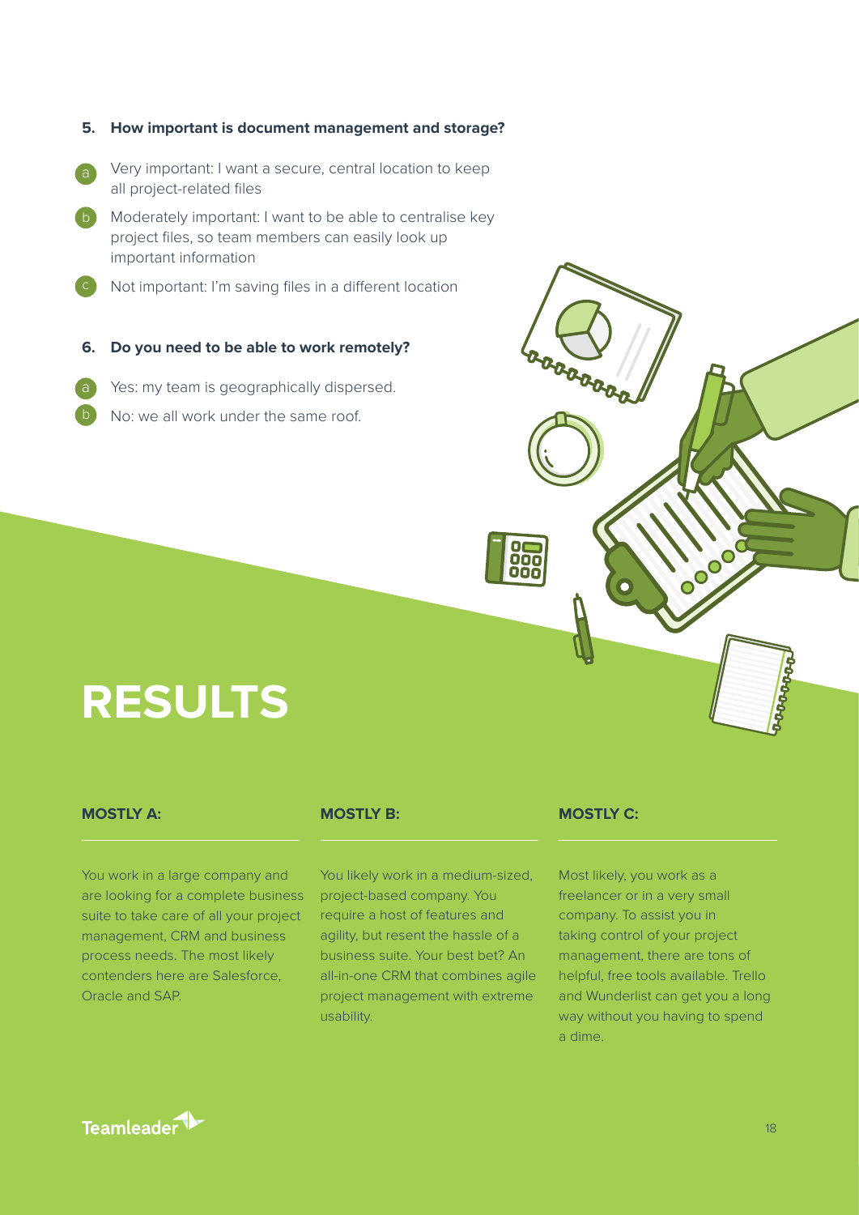5. **How important is document management and storage?**

a. Very important: I want a secure, central location to keep all project-related files
b. Moderately important: I want to be able to centralise key project files, so team members can easily look up important information
c. Not important: I'm saving files in a different location

6. **Do you need to be able to work remotely?**

a. Yes: my team is geographically dispersed.
b. No: we all work under the same roof.

# RESULTS

### MOSTLY A:

You work in a large company and are looking for a complete business suite to take care of all your project management, CRM and business process needs. The most likely contenders here are Salesforce, Oracle and SAP.

### MOSTLY B:

You likely work in a medium-sized, project-based company. You require a host of features and agility, but resent the hassle of a business suite. Your best bet? An all-in-one CRM that combines agile project management with extreme usability.

### MOSTLY C:

Most likely, you work as a freelancer or in a very small company. To assist you in taking control of your project management, there are tons of helpful, free tools available. Trello and Wunderlist can get you a long way without you having to spend a dime.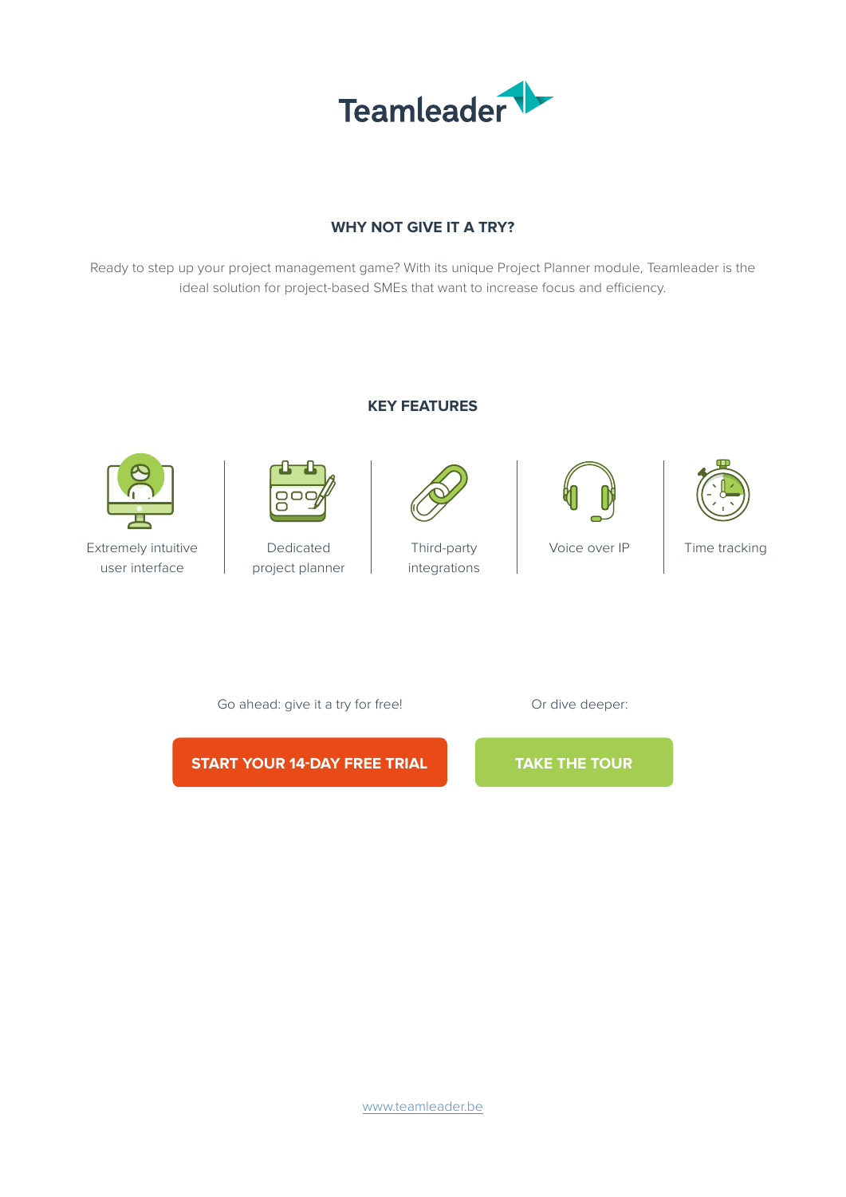Teamleader

## WHY NOT GIVE IT A TRY?

Ready to step up your project management game? With its unique Project Planner module, Teamleader is the ideal solution for project-based SMEs that want to increase focus and efficiency.

## KEY FEATURES

- Extremely intuitive user interface
- Dedicated project planner
- Third-party integrations
- Voice over IP
- Time tracking

Go ahead: give it a try for free!

**START YOUR 14-DAY FREE TRIAL**

Or dive deeper:

**TAKE THE TOUR**

www.teamleader.be